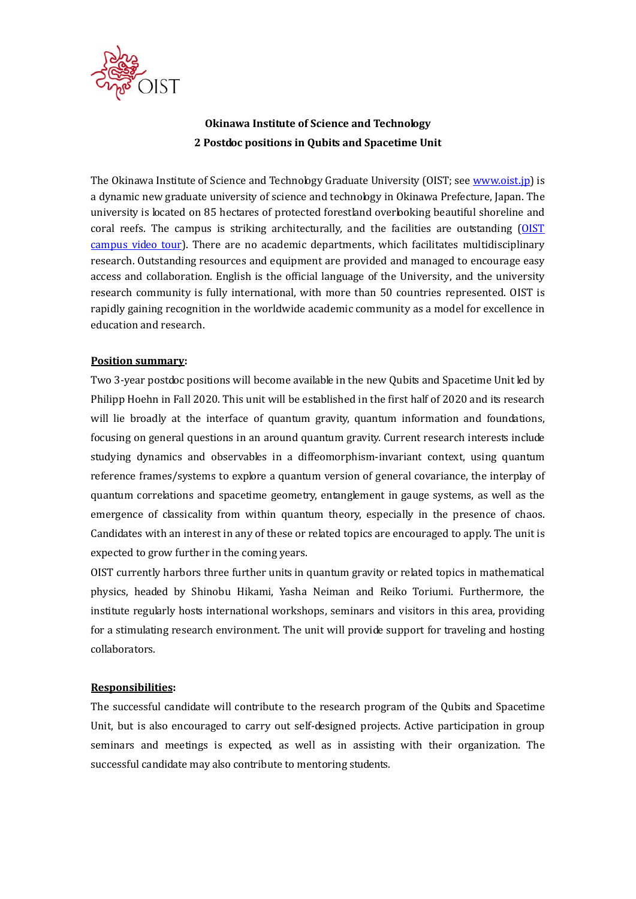**Okinawa Institute of Science and Technology**
**2 Postdoc positions in Qubits and Spacetime Unit**

The Okinawa Institute of Science and Technology Graduate University (OIST; see [www.oist.jp](www.oist.jp)) is a dynamic new graduate university of science and technology in Okinawa Prefecture, Japan. The university is located on 85 hectares of protected forestland overlooking beautiful shoreline and coral reefs. The campus is striking architecturally, and the facilities are outstanding ([OIST campus video tour]()). There are no academic departments, which facilitates multidisciplinary research. Outstanding resources and equipment are provided and managed to encourage easy access and collaboration. English is the official language of the University, and the university research community is fully international, with more than 50 countries represented. OIST is rapidly gaining recognition in the worldwide academic community as a model for excellence in education and research.

**Position summary:**

Two 3-year postdoc positions will become available in the new Qubits and Spacetime Unit led by Philipp Hoehn in Fall 2020. This unit will be established in the first half of 2020 and its research will lie broadly at the interface of quantum gravity, quantum information and foundations, focusing on general questions in an around quantum gravity. Current research interests include studying dynamics and observables in a diffeomorphism-invariant context, using quantum reference frames/systems to explore a quantum version of general covariance, the interplay of quantum correlations and spacetime geometry, entanglement in gauge systems, as well as the emergence of classicality from within quantum theory, especially in the presence of chaos. Candidates with an interest in any of these or related topics are encouraged to apply. The unit is expected to grow further in the coming years.

OIST currently harbors three further units in quantum gravity or related topics in mathematical physics, headed by Shinobu Hikami, Yasha Neiman and Reiko Toriumi. Furthermore, the institute regularly hosts international workshops, seminars and visitors in this area, providing for a stimulating research environment. The unit will provide support for traveling and hosting collaborators.

**Responsibilities:**

The successful candidate will contribute to the research program of the Qubits and Spacetime Unit, but is also encouraged to carry out self-designed projects. Active participation in group seminars and meetings is expected, as well as in assisting with their organization. The successful candidate may also contribute to mentoring students.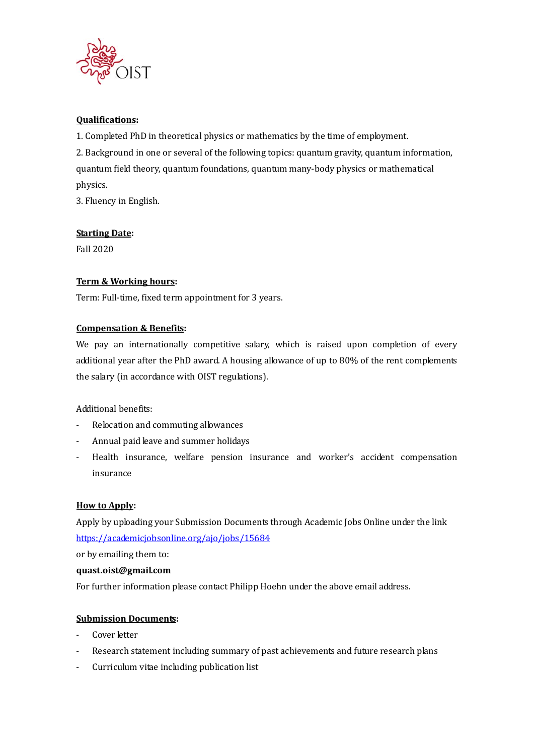**Qualifications:**

1. Completed PhD in theoretical physics or mathematics by the time of employment.
2. Background in one or several of the following topics: quantum gravity, quantum information, quantum field theory, quantum foundations, quantum many-body physics or mathematical physics.
3. Fluency in English.

**Starting Date:**

Fall 2020

**Term & Working hours:**

Term: Full-time, fixed term appointment for 3 years.

**Compensation & Benefits:**

We pay an internationally competitive salary, which is raised upon completion of every additional year after the PhD award. A housing allowance of up to 80% of the rent complements the salary (in accordance with OIST regulations).

Additional benefits:

- Relocation and commuting allowances
- Annual paid leave and summer holidays
- Health insurance, welfare pension insurance and worker's accident compensation insurance

**How to Apply:**

Apply by uploading your Submission Documents through Academic Jobs Online under the link [https://academicjobsonline.org/ajo/jobs/15684](https://academicjobsonline.org/ajo/jobs/15684)

or by emailing them to:

**quast.oist@gmail.com**

For further information please contact Philipp Hoehn under the above email address.

**Submission Documents:**

- Cover letter
- Research statement including summary of past achievements and future research plans
- Curriculum vitae including publication list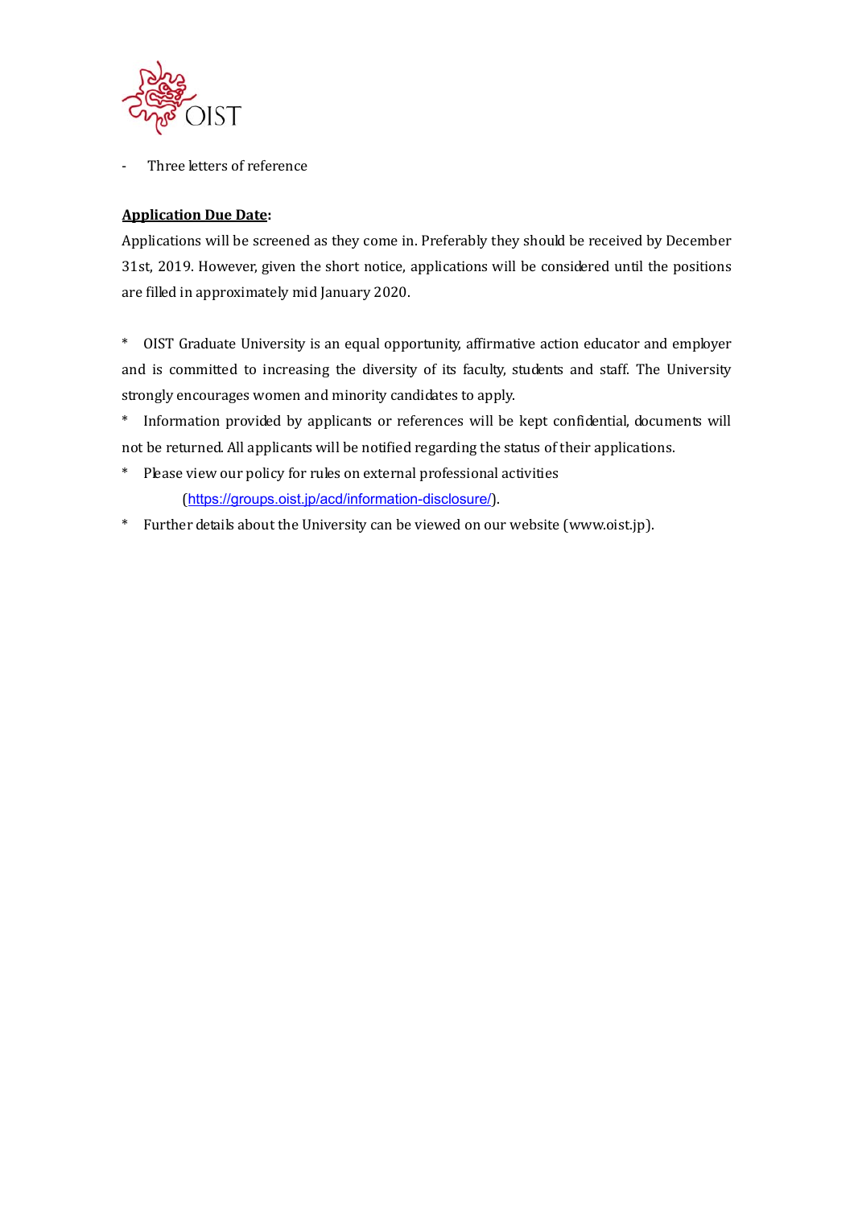- Three letters of reference

**Application Due Date:**

Applications will be screened as they come in. Preferably they should be received by December 31st, 2019. However, given the short notice, applications will be considered until the positions are filled in approximately mid January 2020.

\* OIST Graduate University is an equal opportunity, affirmative action educator and employer and is committed to increasing the diversity of its faculty, students and staff. The University strongly encourages women and minority candidates to apply.

\* Information provided by applicants or references will be kept confidential, documents will not be returned. All applicants will be notified regarding the status of their applications.

\* Please view our policy for rules on external professional activities (https://groups.oist.jp/acd/information-disclosure/).

\* Further details about the University can be viewed on our website (www.oist.jp).